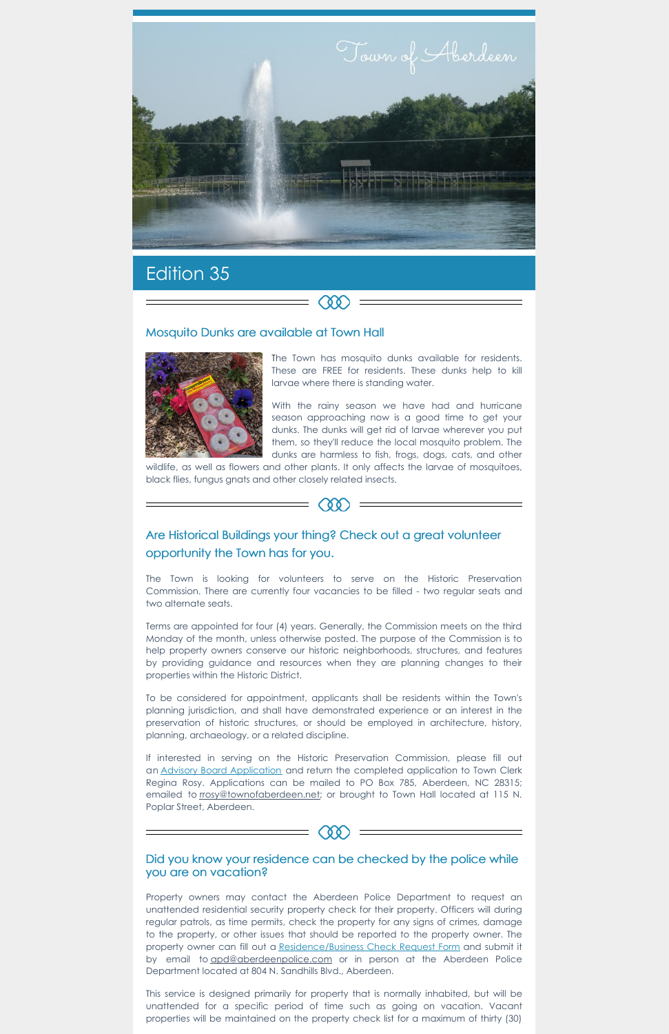Town of Aberdeen

# Edition 35

## Mosquito Dunks are available at Town Hall

The Town has mosquito dunks available for residents. These are FREE for residents. These dunks help to kill larvae where there is standing water.

With the rainy season we have had and hurricane season approaching now is a good time to get your dunks. The dunks will get rid of larvae wherever you put them, so they'll reduce the local mosquito problem. The dunks are harmless to fish, frogs, dogs, cats, and other wildlife, as well as flowers and other plants. It only affects the larvae of mosquitoes, black flies, fungus gnats and other closely related insects.

## Are Historical Buildings your thing? Check out a great volunteer opportunity the Town has for you.

The Town is looking for volunteers to serve on the Historic Preservation Commission. There are currently four vacancies to be filled - two regular seats and two alternate seats.

Terms are appointed for four (4) years. Generally, the Commission meets on the third Monday of the month, unless otherwise posted. The purpose of the Commission is to help property owners conserve our historic neighborhoods, structures, and features by providing guidance and resources when they are planning changes to their properties within the Historic District.

To be considered for appointment, applicants shall be residents within the Town's planning jurisdiction, and shall have demonstrated experience or an interest in the preservation of historic structures, or should be employed in architecture, history, planning, archaeology, or a related discipline.

If interested in serving on the Historic Preservation Commission, please fill out an Advisory Board Application and return the completed application to Town Clerk Regina Rosy. Applications can be mailed to PO Box 785, Aberdeen, NC 28315; emailed to rrosy@townofaberdeen.net; or brought to Town Hall located at 115 N. Poplar Street, Aberdeen.

## Did you know your residence can be checked by the police while you are on vacation?

Property owners may contact the Aberdeen Police Department to request an unattended residential security property check for their property. Officers will during regular patrols, as time permits, check the property for any signs of crimes, damage to the property, or other issues that should be reported to the property owner. The property owner can fill out a Residence/Business Check Request Form and submit it by email to apd@aberdeenpolice.com or in person at the Aberdeen Police Department located at 804 N. Sandhills Blvd., Aberdeen.

This service is designed primarily for property that is normally inhabited, but will be unattended for a specific period of time such as going on vacation. Vacant properties will be maintained on the property check list for a maximum of thirty (30)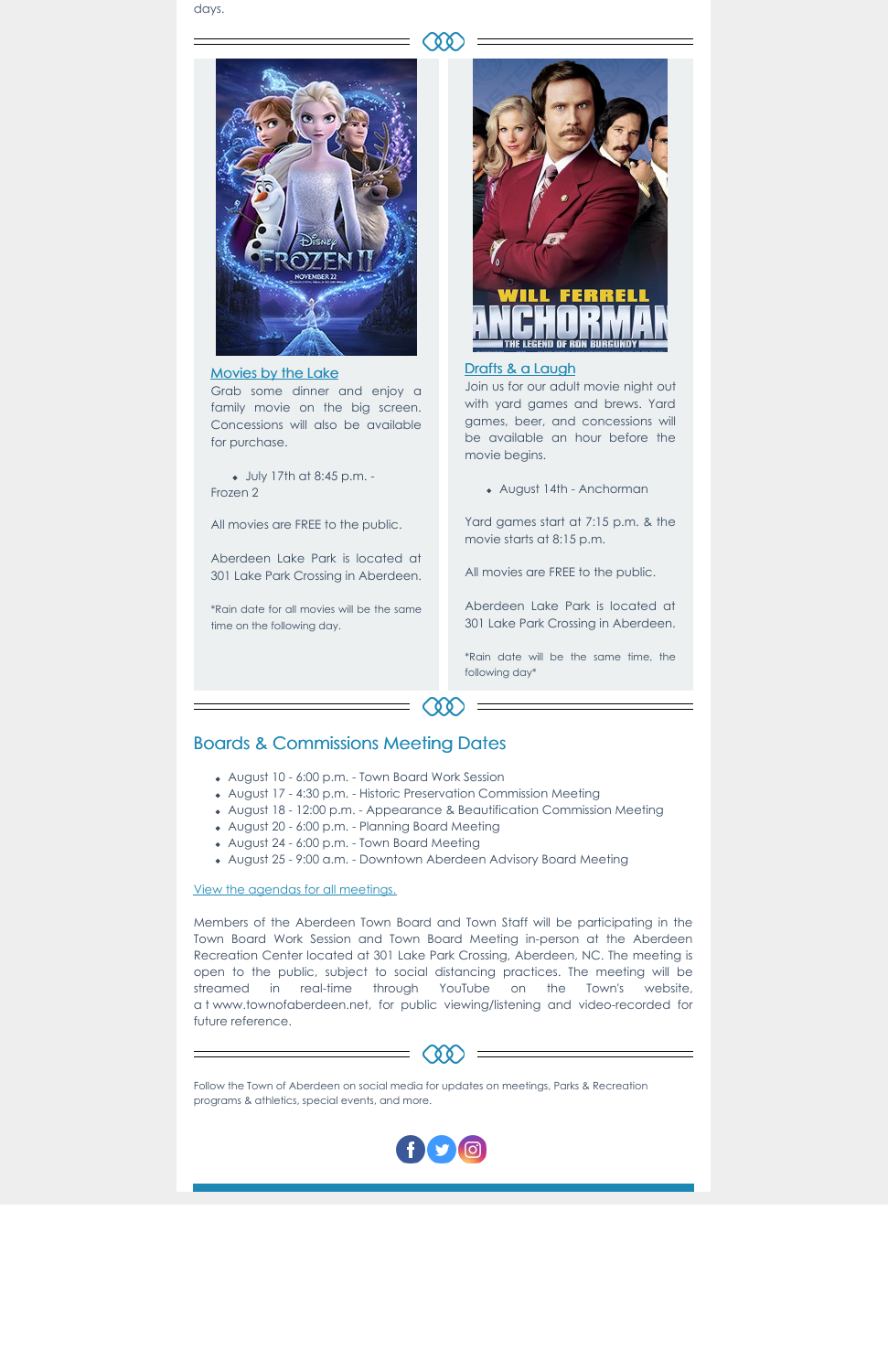days.

[Movies by the Lake](#)

Grab some dinner and enjoy a family movie on the big screen. Concessions will also be available for purchase.

- July 17th at 8:45 p.m. - Frozen 2

All movies are FREE to the public.

Aberdeen Lake Park is located at 301 Lake Park Crossing in Aberdeen.

*Rain date for all movies will be the same time on the following day.

[Drafts & a Laugh](#)

Join us for our adult movie night out with yard games and brews. Yard games, beer, and concessions will be available an hour before the movie begins.

- August 14th - Anchorman

Yard games start at 7:15 p.m. & the movie starts at 8:15 p.m.

All movies are FREE to the public.

Aberdeen Lake Park is located at 301 Lake Park Crossing in Aberdeen.

*Rain date will be the same time, the following day*

## Boards & Commissions Meeting Dates

- August 10 - 6:00 p.m. - Town Board Work Session
- August 17 - 4:30 p.m. - Historic Preservation Commission Meeting
- August 18 - 12:00 p.m. - Appearance & Beautification Commission Meeting
- August 20 - 6:00 p.m. - Planning Board Meeting
- August 24 - 6:00 p.m. - Town Board Meeting
- August 25 - 9:00 a.m. - Downtown Aberdeen Advisory Board Meeting

[View the agendas for all meetings.](#)

Members of the Aberdeen Town Board and Town Staff will be participating in the Town Board Work Session and Town Board Meeting in-person at the Aberdeen Recreation Center located at 301 Lake Park Crossing, Aberdeen, NC. The meeting is open to the public, subject to social distancing practices. The meeting will be streamed in real-time through YouTube on the Town's website, a t www.townofaberdeen.net, for public viewing/listening and video-recorded for future reference.

Follow the Town of Aberdeen on social media for updates on meetings, Parks & Recreation programs & athletics, special events, and more.